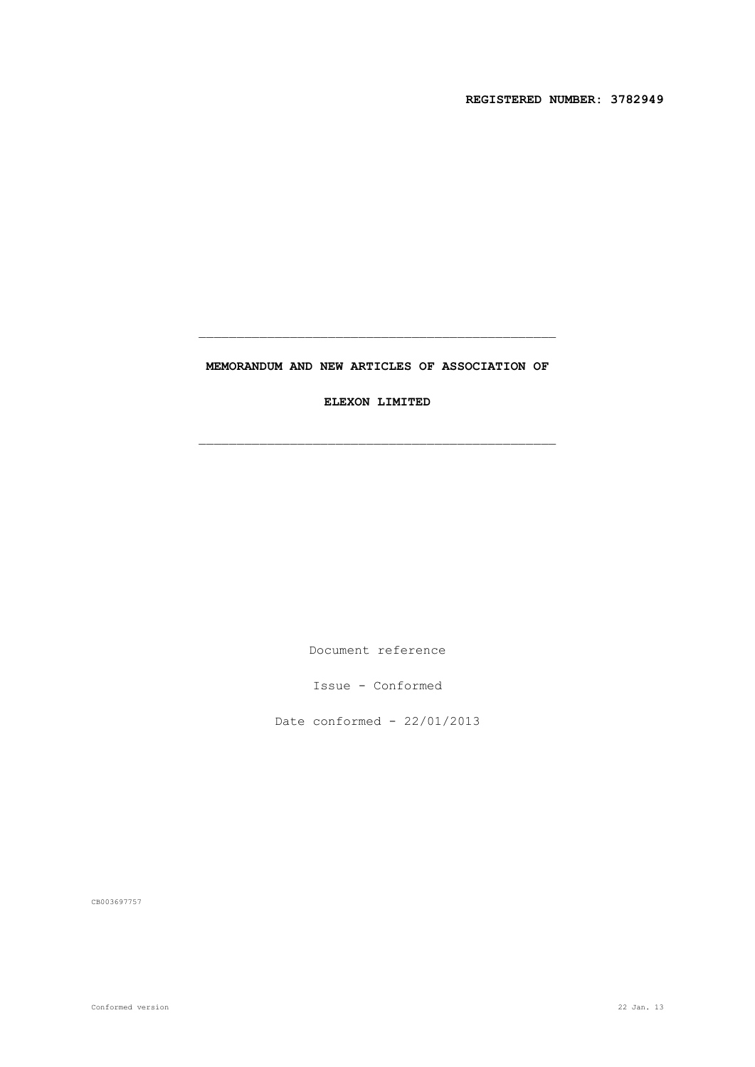**REGISTERED NUMBER: 3782949**

---

**MEMORANDUM AND NEW ARTICLES OF ASSOCIATION OF**

**ELEXON LIMITED**

---

Document reference

Issue - Conformed

Date conformed - 22/01/2013

CB003697757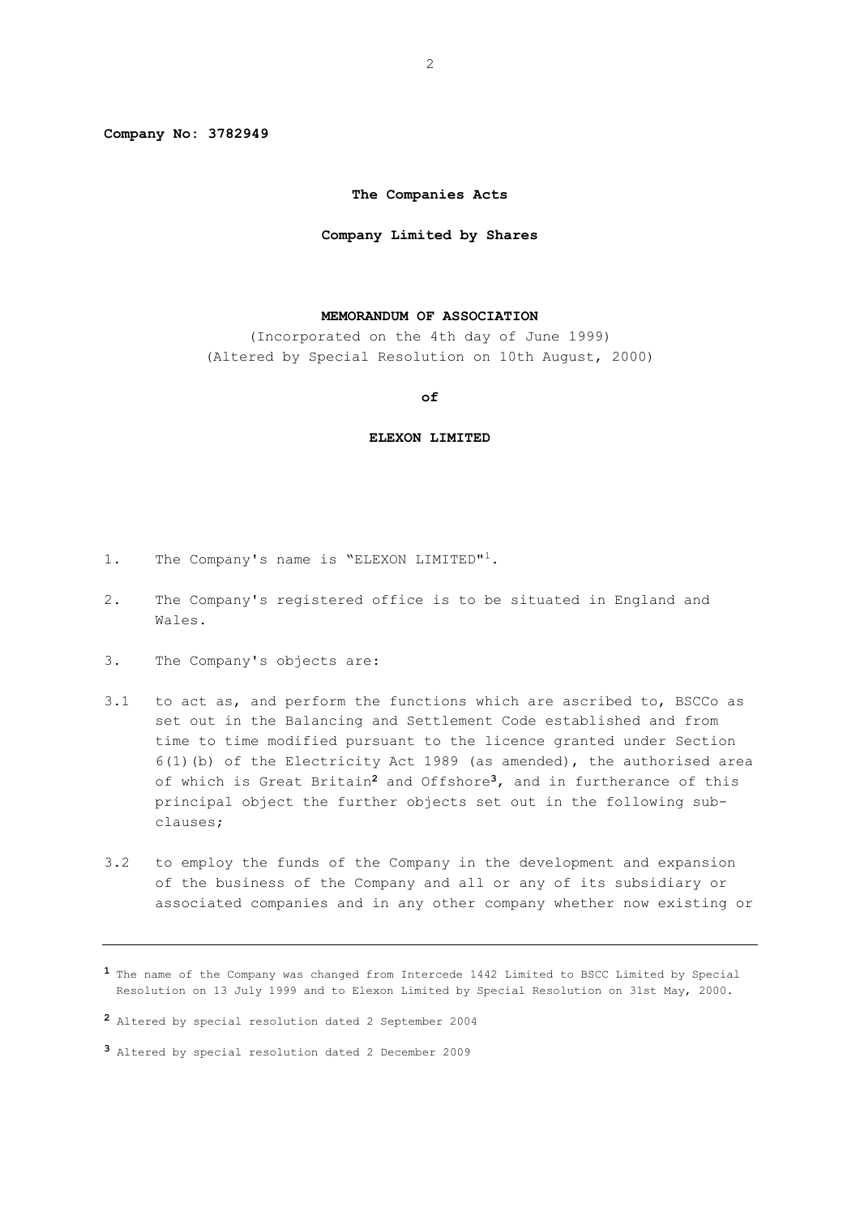**Company No: 3782949**

**The Companies Acts**

**Company Limited by Shares**

**MEMORANDUM OF ASSOCIATION**

(Incorporated on the 4th day of June 1999)
(Altered by Special Resolution on 10th August, 2000)

**of**

**ELEXON LIMITED**

1. The Company's name is "ELEXON LIMITED"[1].

2. The Company's registered office is to be situated in England and Wales.

3. The Company's objects are:

3.1 to act as, and perform the functions which are ascribed to, BSCCo as set out in the Balancing and Settlement Code established and from time to time modified pursuant to the licence granted under Section 6(1)(b) of the Electricity Act 1989 (as amended), the authorised area of which is Great Britain[2] and Offshore[3], and in furtherance of this principal object the further objects set out in the following sub-clauses;

3.2 to employ the funds of the Company in the development and expansion of the business of the Company and all or any of its subsidiary or associated companies and in any other company whether now existing or

---

[1] The name of the Company was changed from Intercede 1442 Limited to BSCC Limited by Special Resolution on 13 July 1999 and to Elexon Limited by Special Resolution on 31st May, 2000.

[2] Altered by special resolution dated 2 September 2004

[3] Altered by special resolution dated 2 December 2009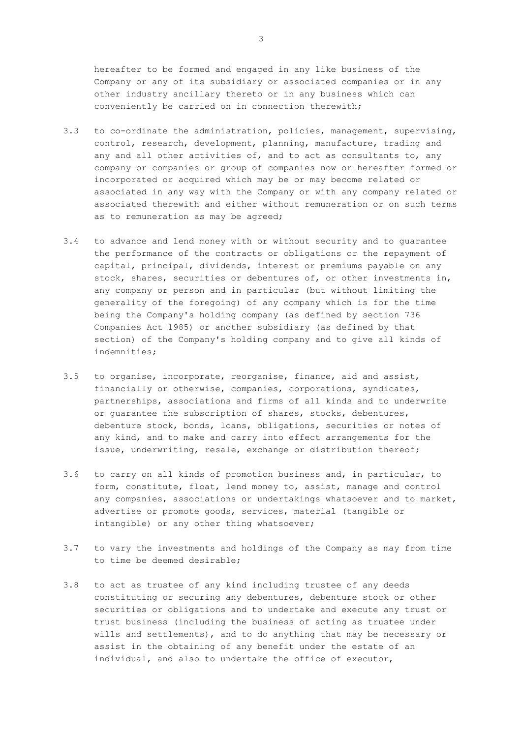hereafter to be formed and engaged in any like business of the Company or any of its subsidiary or associated companies or in any other industry ancillary thereto or in any business which can conveniently be carried on in connection therewith;

3.3 to co-ordinate the administration, policies, management, supervising, control, research, development, planning, manufacture, trading and any and all other activities of, and to act as consultants to, any company or companies or group of companies now or hereafter formed or incorporated or acquired which may be or may become related or associated in any way with the Company or with any company related or associated therewith and either without remuneration or on such terms as to remuneration as may be agreed;

3.4 to advance and lend money with or without security and to guarantee the performance of the contracts or obligations or the repayment of capital, principal, dividends, interest or premiums payable on any stock, shares, securities or debentures of, or other investments in, any company or person and in particular (but without limiting the generality of the foregoing) of any company which is for the time being the Company's holding company (as defined by section 736 Companies Act 1985) or another subsidiary (as defined by that section) of the Company's holding company and to give all kinds of indemnities;

3.5 to organise, incorporate, reorganise, finance, aid and assist, financially or otherwise, companies, corporations, syndicates, partnerships, associations and firms of all kinds and to underwrite or guarantee the subscription of shares, stocks, debentures, debenture stock, bonds, loans, obligations, securities or notes of any kind, and to make and carry into effect arrangements for the issue, underwriting, resale, exchange or distribution thereof;

3.6 to carry on all kinds of promotion business and, in particular, to form, constitute, float, lend money to, assist, manage and control any companies, associations or undertakings whatsoever and to market, advertise or promote goods, services, material (tangible or intangible) or any other thing whatsoever;

3.7 to vary the investments and holdings of the Company as may from time to time be deemed desirable;

3.8 to act as trustee of any kind including trustee of any deeds constituting or securing any debentures, debenture stock or other securities or obligations and to undertake and execute any trust or trust business (including the business of acting as trustee under wills and settlements), and to do anything that may be necessary or assist in the obtaining of any benefit under the estate of an individual, and also to undertake the office of executor,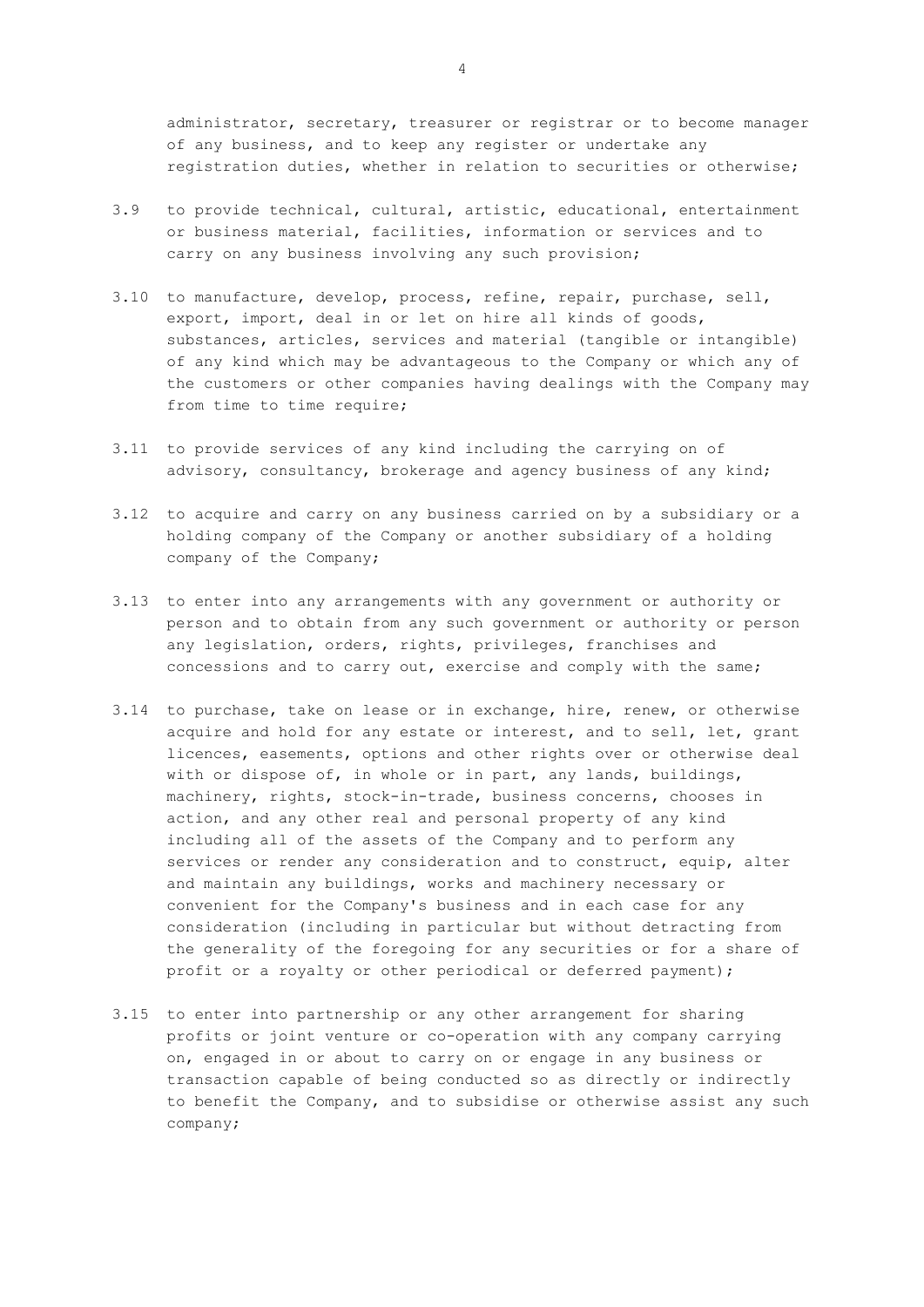administrator, secretary, treasurer or registrar or to become manager of any business, and to keep any register or undertake any registration duties, whether in relation to securities or otherwise;

3.9 to provide technical, cultural, artistic, educational, entertainment or business material, facilities, information or services and to carry on any business involving any such provision;

3.10 to manufacture, develop, process, refine, repair, purchase, sell, export, import, deal in or let on hire all kinds of goods, substances, articles, services and material (tangible or intangible) of any kind which may be advantageous to the Company or which any of the customers or other companies having dealings with the Company may from time to time require;

3.11 to provide services of any kind including the carrying on of advisory, consultancy, brokerage and agency business of any kind;

3.12 to acquire and carry on any business carried on by a subsidiary or a holding company of the Company or another subsidiary of a holding company of the Company;

3.13 to enter into any arrangements with any government or authority or person and to obtain from any such government or authority or person any legislation, orders, rights, privileges, franchises and concessions and to carry out, exercise and comply with the same;

3.14 to purchase, take on lease or in exchange, hire, renew, or otherwise acquire and hold for any estate or interest, and to sell, let, grant licences, easements, options and other rights over or otherwise deal with or dispose of, in whole or in part, any lands, buildings, machinery, rights, stock-in-trade, business concerns, chooses in action, and any other real and personal property of any kind including all of the assets of the Company and to perform any services or render any consideration and to construct, equip, alter and maintain any buildings, works and machinery necessary or convenient for the Company's business and in each case for any consideration (including in particular but without detracting from the generality of the foregoing for any securities or for a share of profit or a royalty or other periodical or deferred payment);

3.15 to enter into partnership or any other arrangement for sharing profits or joint venture or co-operation with any company carrying on, engaged in or about to carry on or engage in any business or transaction capable of being conducted so as directly or indirectly to benefit the Company, and to subsidise or otherwise assist any such company;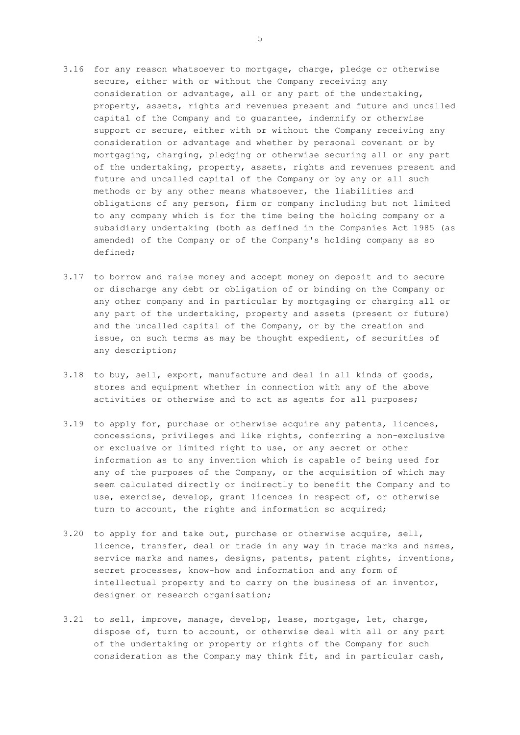3.16 for any reason whatsoever to mortgage, charge, pledge or otherwise secure, either with or without the Company receiving any consideration or advantage, all or any part of the undertaking, property, assets, rights and revenues present and future and uncalled capital of the Company and to guarantee, indemnify or otherwise support or secure, either with or without the Company receiving any consideration or advantage and whether by personal covenant or by mortgaging, charging, pledging or otherwise securing all or any part of the undertaking, property, assets, rights and revenues present and future and uncalled capital of the Company or by any or all such methods or by any other means whatsoever, the liabilities and obligations of any person, firm or company including but not limited to any company which is for the time being the holding company or a subsidiary undertaking (both as defined in the Companies Act 1985 (as amended) of the Company or of the Company's holding company as so defined;

3.17 to borrow and raise money and accept money on deposit and to secure or discharge any debt or obligation of or binding on the Company or any other company and in particular by mortgaging or charging all or any part of the undertaking, property and assets (present or future) and the uncalled capital of the Company, or by the creation and issue, on such terms as may be thought expedient, of securities of any description;

3.18 to buy, sell, export, manufacture and deal in all kinds of goods, stores and equipment whether in connection with any of the above activities or otherwise and to act as agents for all purposes;

3.19 to apply for, purchase or otherwise acquire any patents, licences, concessions, privileges and like rights, conferring a non-exclusive or exclusive or limited right to use, or any secret or other information as to any invention which is capable of being used for any of the purposes of the Company, or the acquisition of which may seem calculated directly or indirectly to benefit the Company and to use, exercise, develop, grant licences in respect of, or otherwise turn to account, the rights and information so acquired;

3.20 to apply for and take out, purchase or otherwise acquire, sell, licence, transfer, deal or trade in any way in trade marks and names, service marks and names, designs, patents, patent rights, inventions, secret processes, know-how and information and any form of intellectual property and to carry on the business of an inventor, designer or research organisation;

3.21 to sell, improve, manage, develop, lease, mortgage, let, charge, dispose of, turn to account, or otherwise deal with all or any part of the undertaking or property or rights of the Company for such consideration as the Company may think fit, and in particular cash,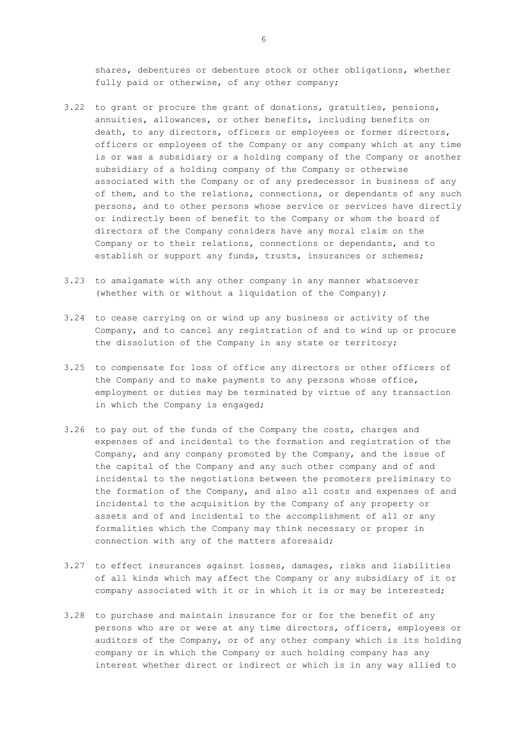shares, debentures or debenture stock or other obligations, whether fully paid or otherwise, of any other company;

3.22 to grant or procure the grant of donations, gratuities, pensions, annuities, allowances, or other benefits, including benefits on death, to any directors, officers or employees or former directors, officers or employees of the Company or any company which at any time is or was a subsidiary or a holding company of the Company or another subsidiary of a holding company of the Company or otherwise associated with the Company or of any predecessor in business of any of them, and to the relations, connections, or dependants of any such persons, and to other persons whose service or services have directly or indirectly been of benefit to the Company or whom the board of directors of the Company considers have any moral claim on the Company or to their relations, connections or dependants, and to establish or support any funds, trusts, insurances or schemes;

3.23 to amalgamate with any other company in any manner whatsoever (whether with or without a liquidation of the Company);

3.24 to cease carrying on or wind up any business or activity of the Company, and to cancel any registration of and to wind up or procure the dissolution of the Company in any state or territory;

3.25 to compensate for loss of office any directors or other officers of the Company and to make payments to any persons whose office, employment or duties may be terminated by virtue of any transaction in which the Company is engaged;

3.26 to pay out of the funds of the Company the costs, charges and expenses of and incidental to the formation and registration of the Company, and any company promoted by the Company, and the issue of the capital of the Company and any such other company and of and incidental to the negotiations between the promoters preliminary to the formation of the Company, and also all costs and expenses of and incidental to the acquisition by the Company of any property or assets and of and incidental to the accomplishment of all or any formalities which the Company may think necessary or proper in connection with any of the matters aforesaid;

3.27 to effect insurances against losses, damages, risks and liabilities of all kinds which may affect the Company or any subsidiary of it or company associated with it or in which it is or may be interested;

3.28 to purchase and maintain insurance for or for the benefit of any persons who are or were at any time directors, officers, employees or auditors of the Company, or of any other company which is its holding company or in which the Company or such holding company has any interest whether direct or indirect or which is in any way allied to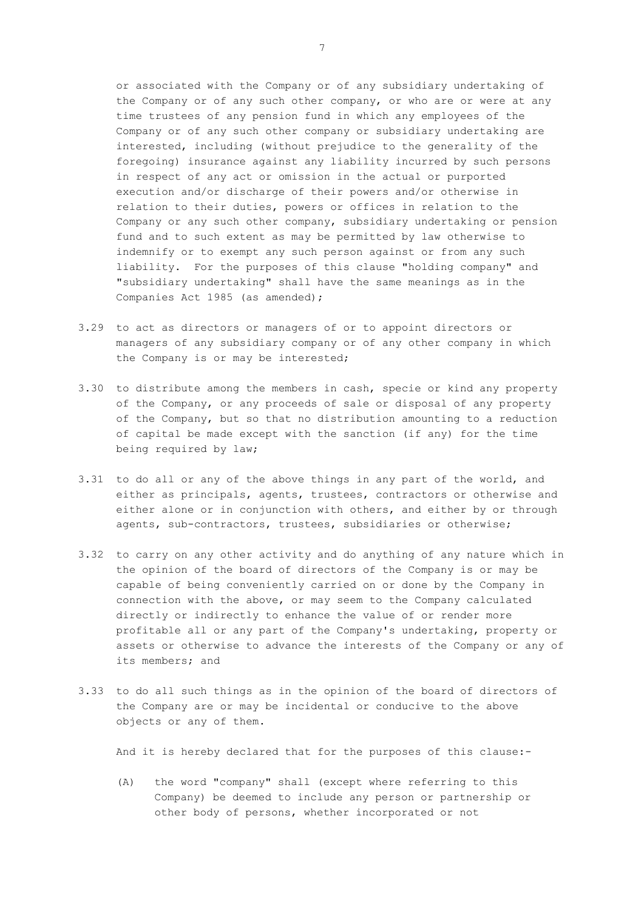or associated with the Company or of any subsidiary undertaking of the Company or of any such other company, or who are or were at any time trustees of any pension fund in which any employees of the Company or of any such other company or subsidiary undertaking are interested, including (without prejudice to the generality of the foregoing) insurance against any liability incurred by such persons in respect of any act or omission in the actual or purported execution and/or discharge of their powers and/or otherwise in relation to their duties, powers or offices in relation to the Company or any such other company, subsidiary undertaking or pension fund and to such extent as may be permitted by law otherwise to indemnify or to exempt any such person against or from any such liability. For the purposes of this clause "holding company" and "subsidiary undertaking" shall have the same meanings as in the Companies Act 1985 (as amended);

3.29 to act as directors or managers of or to appoint directors or managers of any subsidiary company or of any other company in which the Company is or may be interested;

3.30 to distribute among the members in cash, specie or kind any property of the Company, or any proceeds of sale or disposal of any property of the Company, but so that no distribution amounting to a reduction of capital be made except with the sanction (if any) for the time being required by law;

3.31 to do all or any of the above things in any part of the world, and either as principals, agents, trustees, contractors or otherwise and either alone or in conjunction with others, and either by or through agents, sub-contractors, trustees, subsidiaries or otherwise;

3.32 to carry on any other activity and do anything of any nature which in the opinion of the board of directors of the Company is or may be capable of being conveniently carried on or done by the Company in connection with the above, or may seem to the Company calculated directly or indirectly to enhance the value of or render more profitable all or any part of the Company's undertaking, property or assets or otherwise to advance the interests of the Company or any of its members; and

3.33 to do all such things as in the opinion of the board of directors of the Company are or may be incidental or conducive to the above objects or any of them.

And it is hereby declared that for the purposes of this clause:-

(A) the word "company" shall (except where referring to this Company) be deemed to include any person or partnership or other body of persons, whether incorporated or not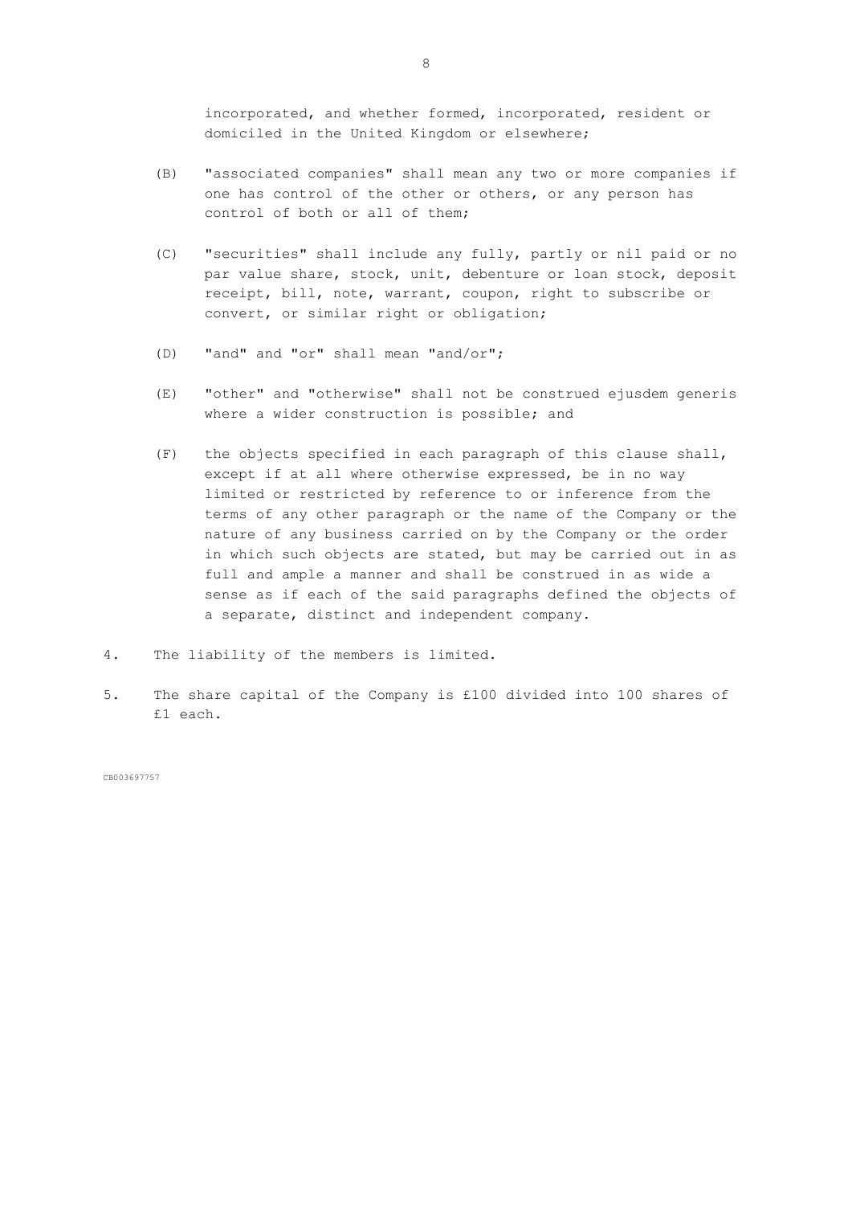incorporated, and whether formed, incorporated, resident or domiciled in the United Kingdom or elsewhere;

(B) "associated companies" shall mean any two or more companies if one has control of the other or others, or any person has control of both or all of them;

(C) "securities" shall include any fully, partly or nil paid or no par value share, stock, unit, debenture or loan stock, deposit receipt, bill, note, warrant, coupon, right to subscribe or convert, or similar right or obligation;

(D) "and" and "or" shall mean "and/or";

(E) "other" and "otherwise" shall not be construed ejusdem generis where a wider construction is possible; and

(F) the objects specified in each paragraph of this clause shall, except if at all where otherwise expressed, be in no way limited or restricted by reference to or inference from the terms of any other paragraph or the name of the Company or the nature of any business carried on by the Company or the order in which such objects are stated, but may be carried out in as full and ample a manner and shall be construed in as wide a sense as if each of the said paragraphs defined the objects of a separate, distinct and independent company.

4. The liability of the members is limited.

5. The share capital of the Company is £100 divided into 100 shares of £1 each.

CB003697757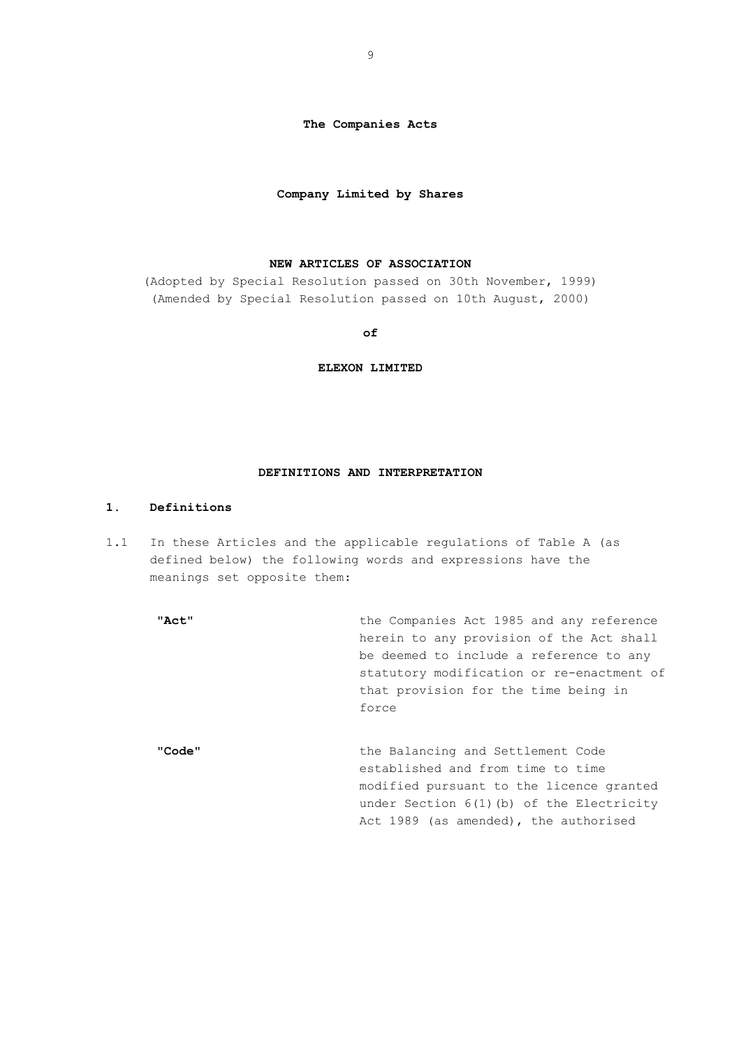**The Companies Acts**

**Company Limited by Shares**

**NEW ARTICLES OF ASSOCIATION**

(Adopted by Special Resolution passed on 30th November, 1999)
(Amended by Special Resolution passed on 10th August, 2000)

**of**

**ELEXON LIMITED**

## DEFINITIONS AND INTERPRETATION

### 1. Definitions

1.1 In these Articles and the applicable regulations of Table A (as defined below) the following words and expressions have the meanings set opposite them:

| | |
|---|---|
| **"Act"** | the Companies Act 1985 and any reference herein to any provision of the Act shall be deemed to include a reference to any statutory modification or re-enactment of that provision for the time being in force |
| **"Code"** | the Balancing and Settlement Code established and from time to time modified pursuant to the licence granted under Section 6(1)(b) of the Electricity Act 1989 (as amended), the authorised |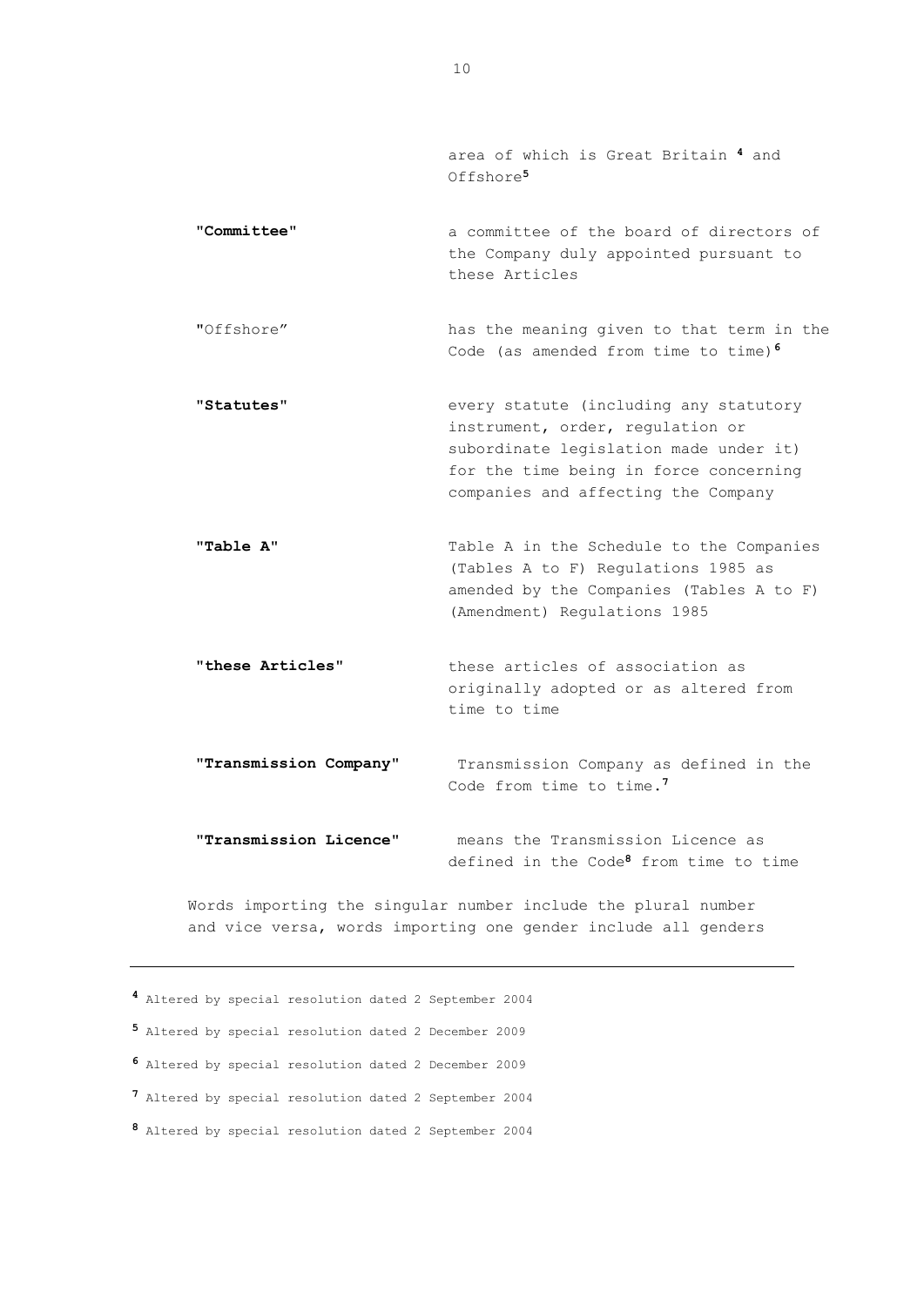area of which is Great Britain [4] and Offshore[5]

| | |
|---|---|
| **"Committee"** | a committee of the board of directors of the Company duly appointed pursuant to these Articles |
| "Offshore" | has the meaning given to that term in the Code (as amended from time to time)[6] |
| **"Statutes"** | every statute (including any statutory instrument, order, regulation or subordinate legislation made under it) for the time being in force concerning companies and affecting the Company |
| **"Table A"** | Table A in the Schedule to the Companies (Tables A to F) Regulations 1985 as amended by the Companies (Tables A to F) (Amendment) Regulations 1985 |
| **"these Articles"** | these articles of association as originally adopted or as altered from time to time |
| **"Transmission Company"** | Transmission Company as defined in the Code from time to time.[7] |
| **"Transmission Licence"** | means the Transmission Licence as defined in the Code[8] from time to time |

Words importing the singular number include the plural number and vice versa, words importing one gender include all genders

---

[4] Altered by special resolution dated 2 September 2004

[5] Altered by special resolution dated 2 December 2009

[6] Altered by special resolution dated 2 December 2009

[7] Altered by special resolution dated 2 September 2004

[8] Altered by special resolution dated 2 September 2004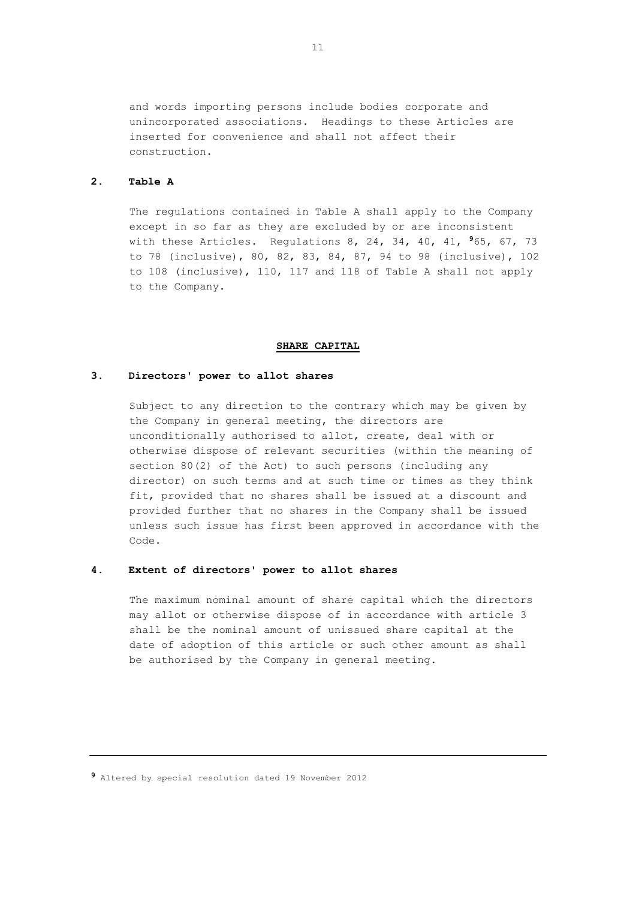and words importing persons include bodies corporate and unincorporated associations. Headings to these Articles are inserted for convenience and shall not affect their construction.

**2. Table A**

The regulations contained in Table A shall apply to the Company except in so far as they are excluded by or are inconsistent with these Articles. Regulations 8, 24, 34, 40, 41, [9]65, 67, 73 to 78 (inclusive), 80, 82, 83, 84, 87, 94 to 98 (inclusive), 102 to 108 (inclusive), 110, 117 and 118 of Table A shall not apply to the Company.

## SHARE CAPITAL

**3. Directors' power to allot shares**

Subject to any direction to the contrary which may be given by the Company in general meeting, the directors are unconditionally authorised to allot, create, deal with or otherwise dispose of relevant securities (within the meaning of section 80(2) of the Act) to such persons (including any director) on such terms and at such time or times as they think fit, provided that no shares shall be issued at a discount and provided further that no shares in the Company shall be issued unless such issue has first been approved in accordance with the Code.

**4. Extent of directors' power to allot shares**

The maximum nominal amount of share capital which the directors may allot or otherwise dispose of in accordance with article 3 shall be the nominal amount of unissued share capital at the date of adoption of this article or such other amount as shall be authorised by the Company in general meeting.

---

[9] Altered by special resolution dated 19 November 2012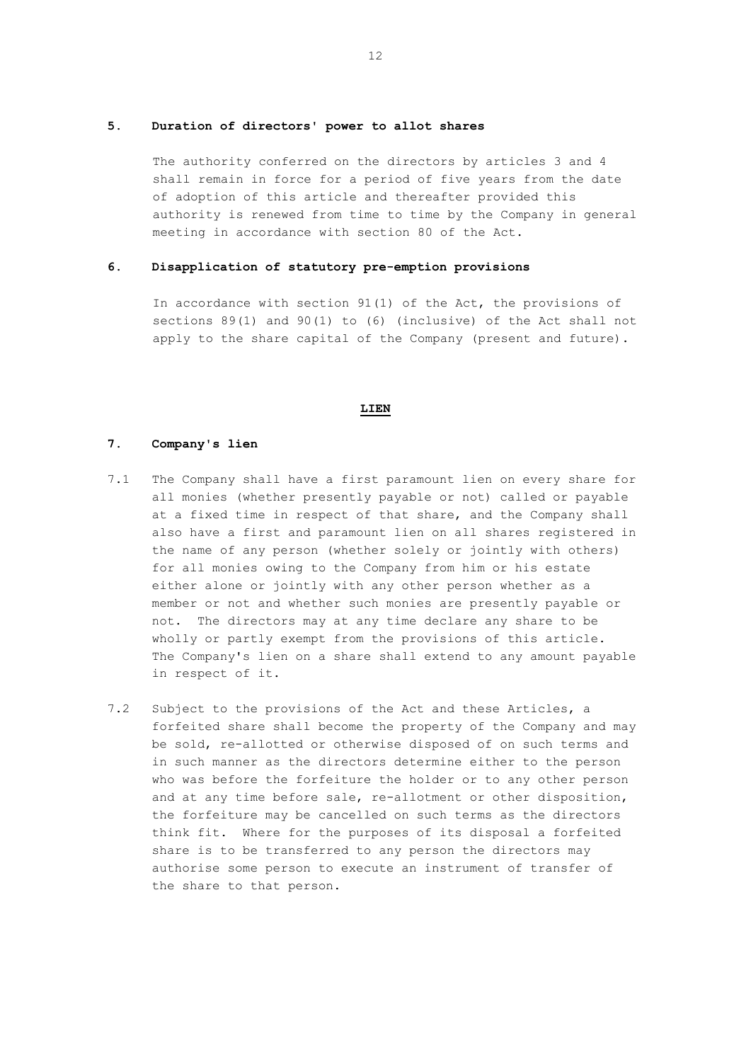### 5. Duration of directors' power to allot shares

The authority conferred on the directors by articles 3 and 4 shall remain in force for a period of five years from the date of adoption of this article and thereafter provided this authority is renewed from time to time by the Company in general meeting in accordance with section 80 of the Act.

### 6. Disapplication of statutory pre-emption provisions

In accordance with section 91(1) of the Act, the provisions of sections 89(1) and 90(1) to (6) (inclusive) of the Act shall not apply to the share capital of the Company (present and future).

## LIEN

### 7. Company's lien

7.1 The Company shall have a first paramount lien on every share for all monies (whether presently payable or not) called or payable at a fixed time in respect of that share, and the Company shall also have a first and paramount lien on all shares registered in the name of any person (whether solely or jointly with others) for all monies owing to the Company from him or his estate either alone or jointly with any other person whether as a member or not and whether such monies are presently payable or not. The directors may at any time declare any share to be wholly or partly exempt from the provisions of this article. The Company's lien on a share shall extend to any amount payable in respect of it.

7.2 Subject to the provisions of the Act and these Articles, a forfeited share shall become the property of the Company and may be sold, re-allotted or otherwise disposed of on such terms and in such manner as the directors determine either to the person who was before the forfeiture the holder or to any other person and at any time before sale, re-allotment or other disposition, the forfeiture may be cancelled on such terms as the directors think fit. Where for the purposes of its disposal a forfeited share is to be transferred to any person the directors may authorise some person to execute an instrument of transfer of the share to that person.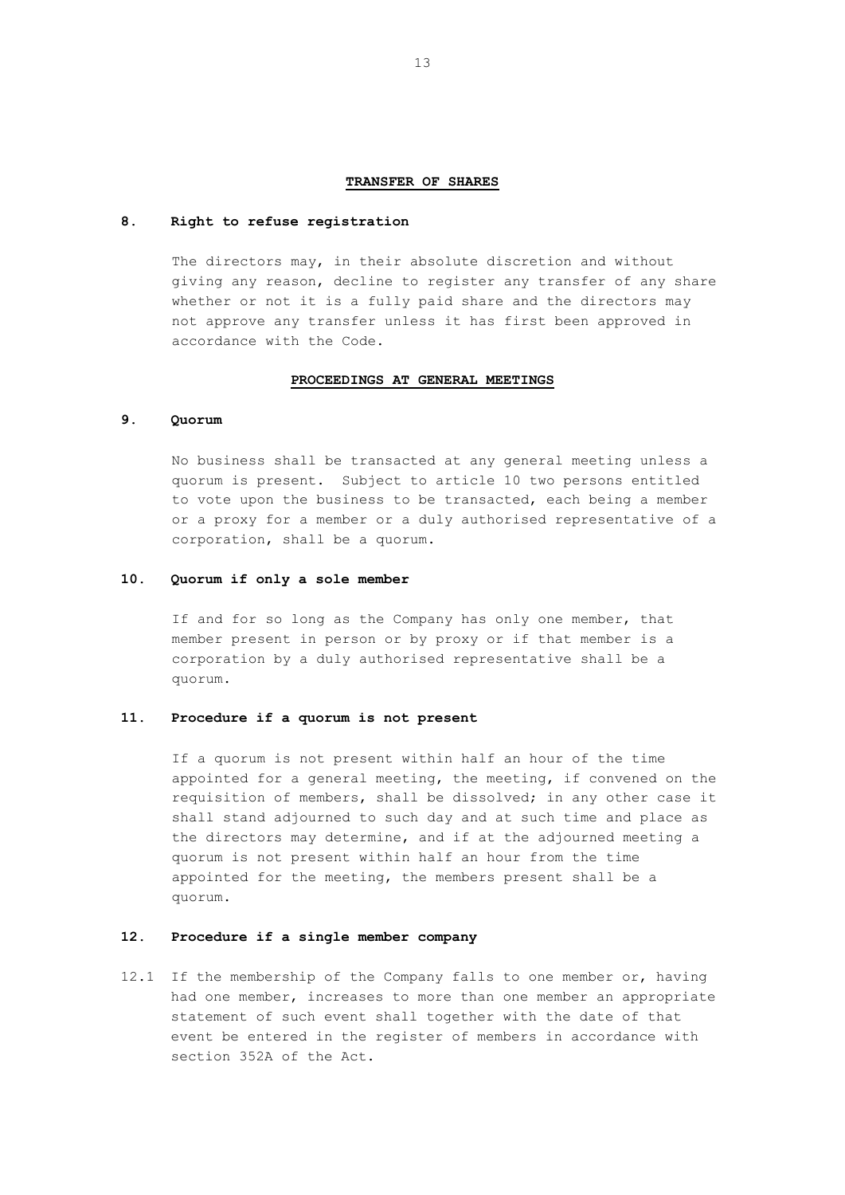## TRANSFER OF SHARES

### 8. Right to refuse registration

The directors may, in their absolute discretion and without giving any reason, decline to register any transfer of any share whether or not it is a fully paid share and the directors may not approve any transfer unless it has first been approved in accordance with the Code.

## PROCEEDINGS AT GENERAL MEETINGS

### 9. Quorum

No business shall be transacted at any general meeting unless a quorum is present. Subject to article 10 two persons entitled to vote upon the business to be transacted, each being a member or a proxy for a member or a duly authorised representative of a corporation, shall be a quorum.

### 10. Quorum if only a sole member

If and for so long as the Company has only one member, that member present in person or by proxy or if that member is a corporation by a duly authorised representative shall be a quorum.

### 11. Procedure if a quorum is not present

If a quorum is not present within half an hour of the time appointed for a general meeting, the meeting, if convened on the requisition of members, shall be dissolved; in any other case it shall stand adjourned to such day and at such time and place as the directors may determine, and if at the adjourned meeting a quorum is not present within half an hour from the time appointed for the meeting, the members present shall be a quorum.

### 12. Procedure if a single member company

12.1 If the membership of the Company falls to one member or, having had one member, increases to more than one member an appropriate statement of such event shall together with the date of that event be entered in the register of members in accordance with section 352A of the Act.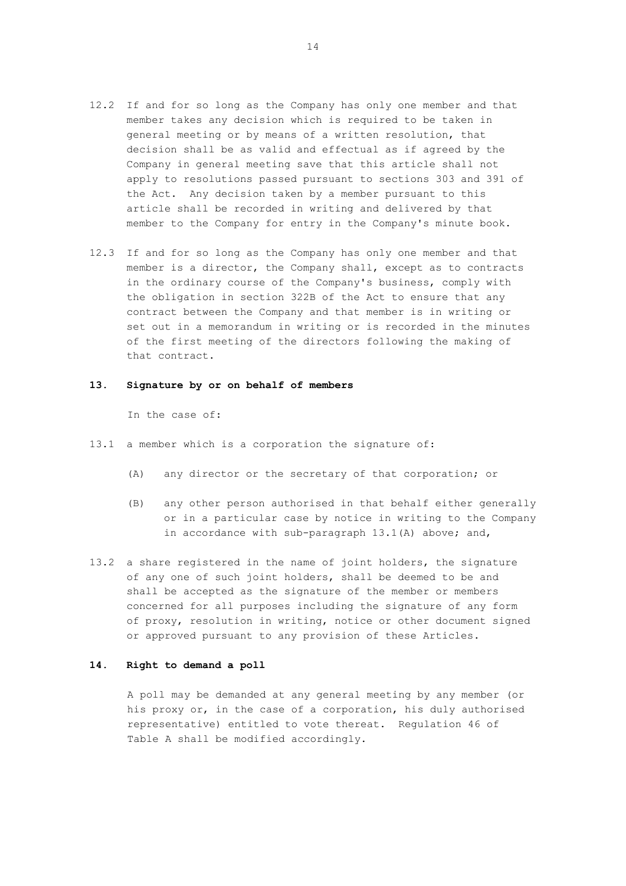12.2 If and for so long as the Company has only one member and that member takes any decision which is required to be taken in general meeting or by means of a written resolution, that decision shall be as valid and effectual as if agreed by the Company in general meeting save that this article shall not apply to resolutions passed pursuant to sections 303 and 391 of the Act. Any decision taken by a member pursuant to this article shall be recorded in writing and delivered by that member to the Company for entry in the Company's minute book.

12.3 If and for so long as the Company has only one member and that member is a director, the Company shall, except as to contracts in the ordinary course of the Company's business, comply with the obligation in section 322B of the Act to ensure that any contract between the Company and that member is in writing or set out in a memorandum in writing or is recorded in the minutes of the first meeting of the directors following the making of that contract.

**13. Signature by or on behalf of members**

In the case of:

13.1 a member which is a corporation the signature of:

(A) any director or the secretary of that corporation; or

(B) any other person authorised in that behalf either generally or in a particular case by notice in writing to the Company in accordance with sub-paragraph 13.1(A) above; and,

13.2 a share registered in the name of joint holders, the signature of any one of such joint holders, shall be deemed to be and shall be accepted as the signature of the member or members concerned for all purposes including the signature of any form of proxy, resolution in writing, notice or other document signed or approved pursuant to any provision of these Articles.

**14. Right to demand a poll**

A poll may be demanded at any general meeting by any member (or his proxy or, in the case of a corporation, his duly authorised representative) entitled to vote thereat. Regulation 46 of Table A shall be modified accordingly.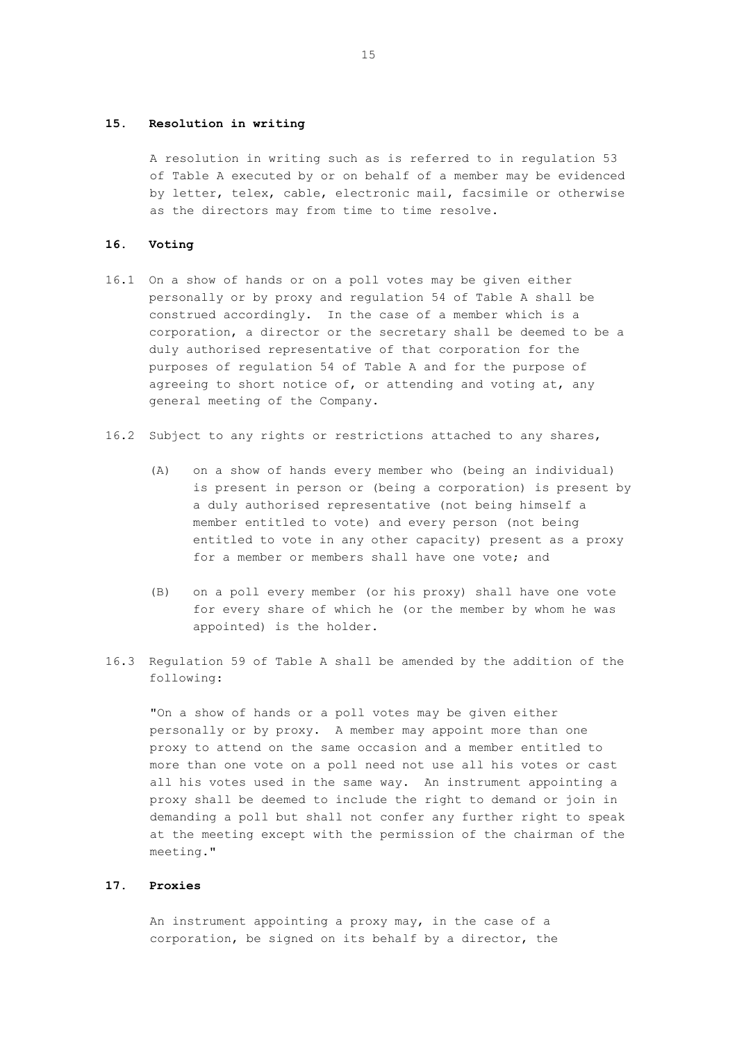## 15. Resolution in writing

A resolution in writing such as is referred to in regulation 53 of Table A executed by or on behalf of a member may be evidenced by letter, telex, cable, electronic mail, facsimile or otherwise as the directors may from time to time resolve.

## 16. Voting

16.1 On a show of hands or on a poll votes may be given either personally or by proxy and regulation 54 of Table A shall be construed accordingly. In the case of a member which is a corporation, a director or the secretary shall be deemed to be a duly authorised representative of that corporation for the purposes of regulation 54 of Table A and for the purpose of agreeing to short notice of, or attending and voting at, any general meeting of the Company.

16.2 Subject to any rights or restrictions attached to any shares,

(A) on a show of hands every member who (being an individual) is present in person or (being a corporation) is present by a duly authorised representative (not being himself a member entitled to vote) and every person (not being entitled to vote in any other capacity) present as a proxy for a member or members shall have one vote; and

(B) on a poll every member (or his proxy) shall have one vote for every share of which he (or the member by whom he was appointed) is the holder.

16.3 Regulation 59 of Table A shall be amended by the addition of the following:

"On a show of hands or a poll votes may be given either personally or by proxy. A member may appoint more than one proxy to attend on the same occasion and a member entitled to more than one vote on a poll need not use all his votes or cast all his votes used in the same way. An instrument appointing a proxy shall be deemed to include the right to demand or join in demanding a poll but shall not confer any further right to speak at the meeting except with the permission of the chairman of the meeting."

## 17. Proxies

An instrument appointing a proxy may, in the case of a corporation, be signed on its behalf by a director, the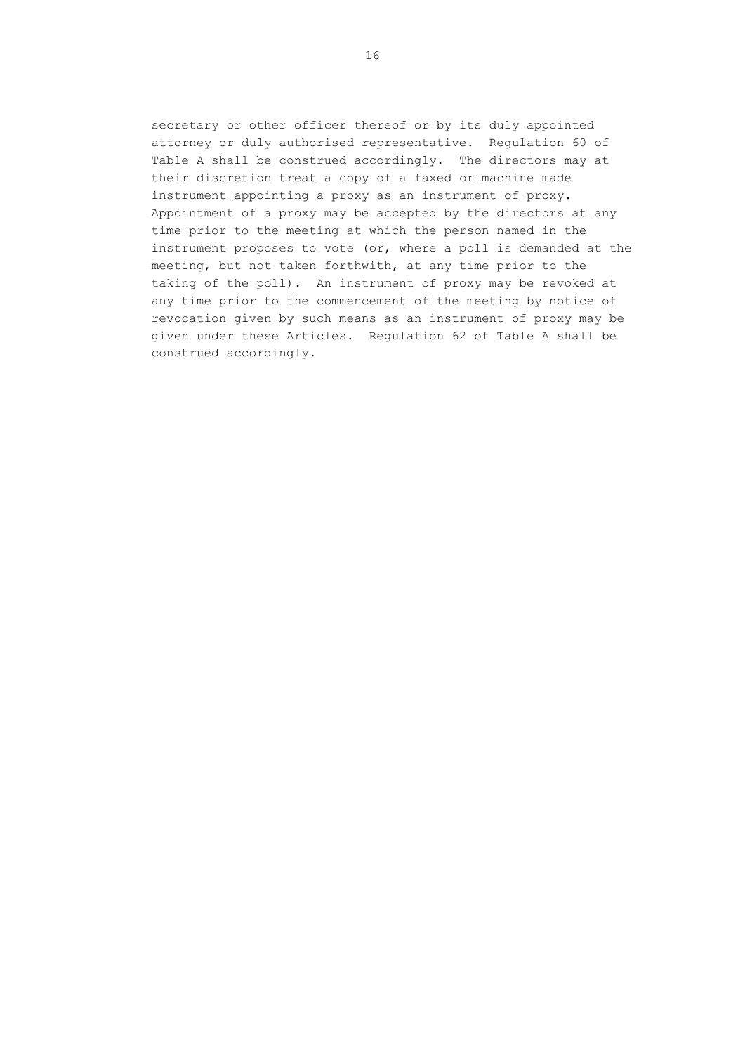secretary or other officer thereof or by its duly appointed attorney or duly authorised representative. Regulation 60 of Table A shall be construed accordingly. The directors may at their discretion treat a copy of a faxed or machine made instrument appointing a proxy as an instrument of proxy. Appointment of a proxy may be accepted by the directors at any time prior to the meeting at which the person named in the instrument proposes to vote (or, where a poll is demanded at the meeting, but not taken forthwith, at any time prior to the taking of the poll). An instrument of proxy may be revoked at any time prior to the commencement of the meeting by notice of revocation given by such means as an instrument of proxy may be given under these Articles. Regulation 62 of Table A shall be construed accordingly.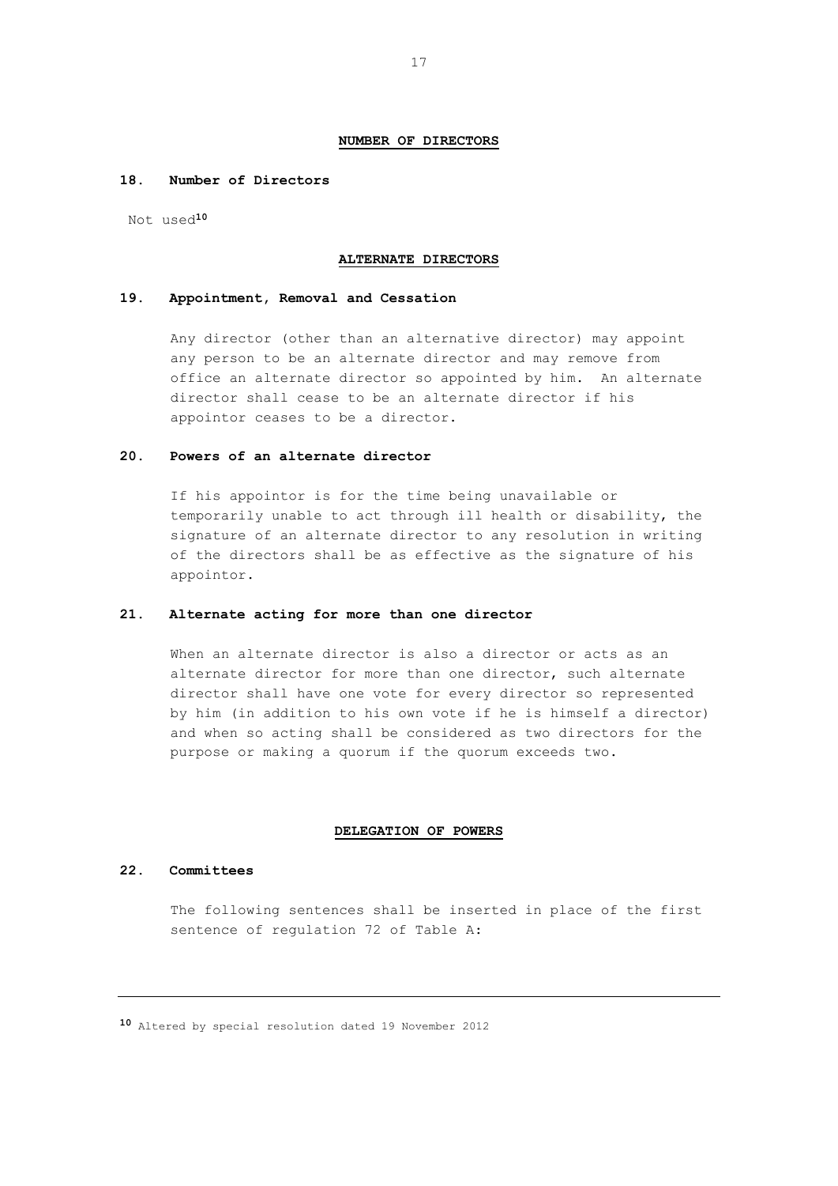## NUMBER OF DIRECTORS

### 18. Number of Directors

Not used[10]

## ALTERNATE DIRECTORS

### 19. Appointment, Removal and Cessation

Any director (other than an alternative director) may appoint any person to be an alternate director and may remove from office an alternate director so appointed by him. An alternate director shall cease to be an alternate director if his appointor ceases to be a director.

### 20. Powers of an alternate director

If his appointor is for the time being unavailable or temporarily unable to act through ill health or disability, the signature of an alternate director to any resolution in writing of the directors shall be as effective as the signature of his appointor.

### 21. Alternate acting for more than one director

When an alternate director is also a director or acts as an alternate director for more than one director, such alternate director shall have one vote for every director so represented by him (in addition to his own vote if he is himself a director) and when so acting shall be considered as two directors for the purpose or making a quorum if the quorum exceeds two.

## DELEGATION OF POWERS

### 22. Committees

The following sentences shall be inserted in place of the first sentence of regulation 72 of Table A:

---

[10] Altered by special resolution dated 19 November 2012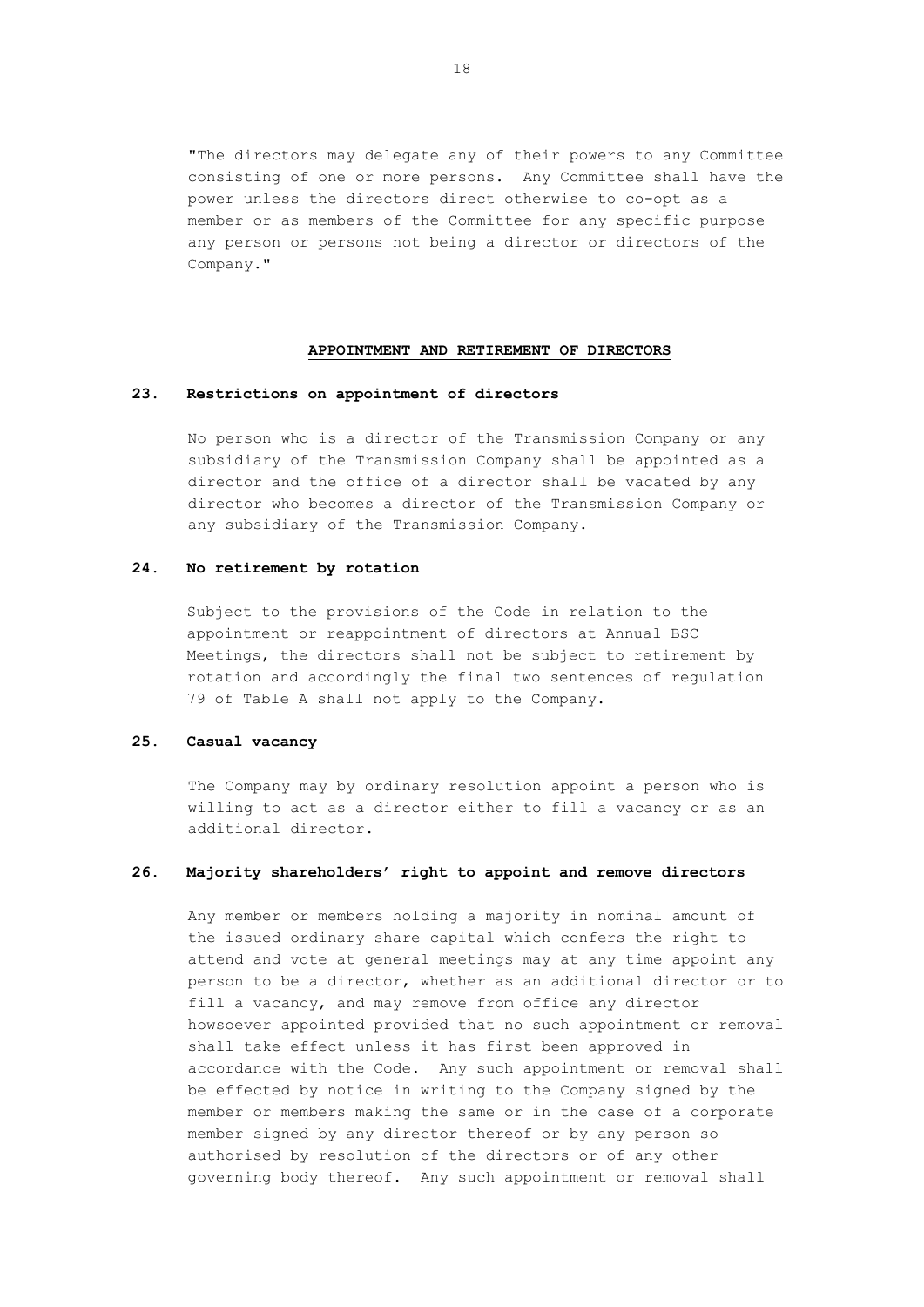"The directors may delegate any of their powers to any Committee consisting of one or more persons. Any Committee shall have the power unless the directors direct otherwise to co-opt as a member or as members of the Committee for any specific purpose any person or persons not being a director or directors of the Company."

## APPOINTMENT AND RETIREMENT OF DIRECTORS

### 23. Restrictions on appointment of directors

No person who is a director of the Transmission Company or any subsidiary of the Transmission Company shall be appointed as a director and the office of a director shall be vacated by any director who becomes a director of the Transmission Company or any subsidiary of the Transmission Company.

### 24. No retirement by rotation

Subject to the provisions of the Code in relation to the appointment or reappointment of directors at Annual BSC Meetings, the directors shall not be subject to retirement by rotation and accordingly the final two sentences of regulation 79 of Table A shall not apply to the Company.

### 25. Casual vacancy

The Company may by ordinary resolution appoint a person who is willing to act as a director either to fill a vacancy or as an additional director.

### 26. Majority shareholders' right to appoint and remove directors

Any member or members holding a majority in nominal amount of the issued ordinary share capital which confers the right to attend and vote at general meetings may at any time appoint any person to be a director, whether as an additional director or to fill a vacancy, and may remove from office any director howsoever appointed provided that no such appointment or removal shall take effect unless it has first been approved in accordance with the Code. Any such appointment or removal shall be effected by notice in writing to the Company signed by the member or members making the same or in the case of a corporate member signed by any director thereof or by any person so authorised by resolution of the directors or of any other governing body thereof. Any such appointment or removal shall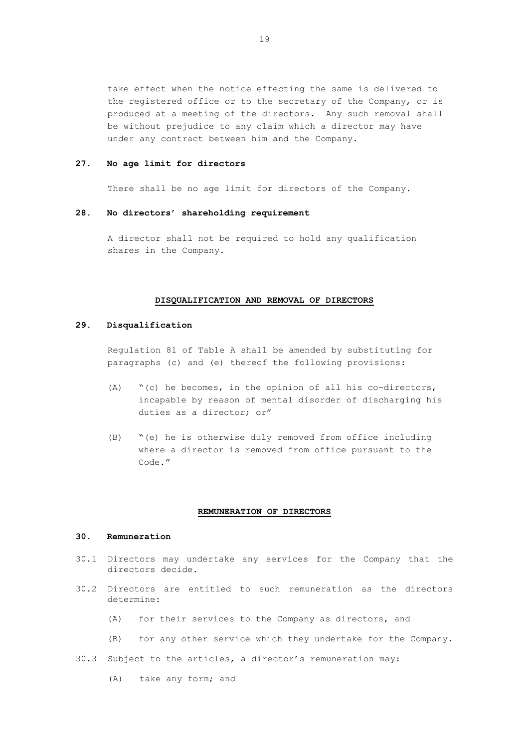take effect when the notice effecting the same is delivered to the registered office or to the secretary of the Company, or is produced at a meeting of the directors. Any such removal shall be without prejudice to any claim which a director may have under any contract between him and the Company.

### 27. No age limit for directors

There shall be no age limit for directors of the Company.

### 28. No directors' shareholding requirement

A director shall not be required to hold any qualification shares in the Company.

## DISQUALIFICATION AND REMOVAL OF DIRECTORS

### 29. Disqualification

Regulation 81 of Table A shall be amended by substituting for paragraphs (c) and (e) thereof the following provisions:

(A) "(c) he becomes, in the opinion of all his co-directors, incapable by reason of mental disorder of discharging his duties as a director; or"

(B) "(e) he is otherwise duly removed from office including where a director is removed from office pursuant to the Code."

## REMUNERATION OF DIRECTORS

### 30. Remuneration

30.1 Directors may undertake any services for the Company that the directors decide.

30.2 Directors are entitled to such remuneration as the directors determine:

(A) for their services to the Company as directors, and

(B) for any other service which they undertake for the Company.

30.3 Subject to the articles, a director's remuneration may:

(A) take any form; and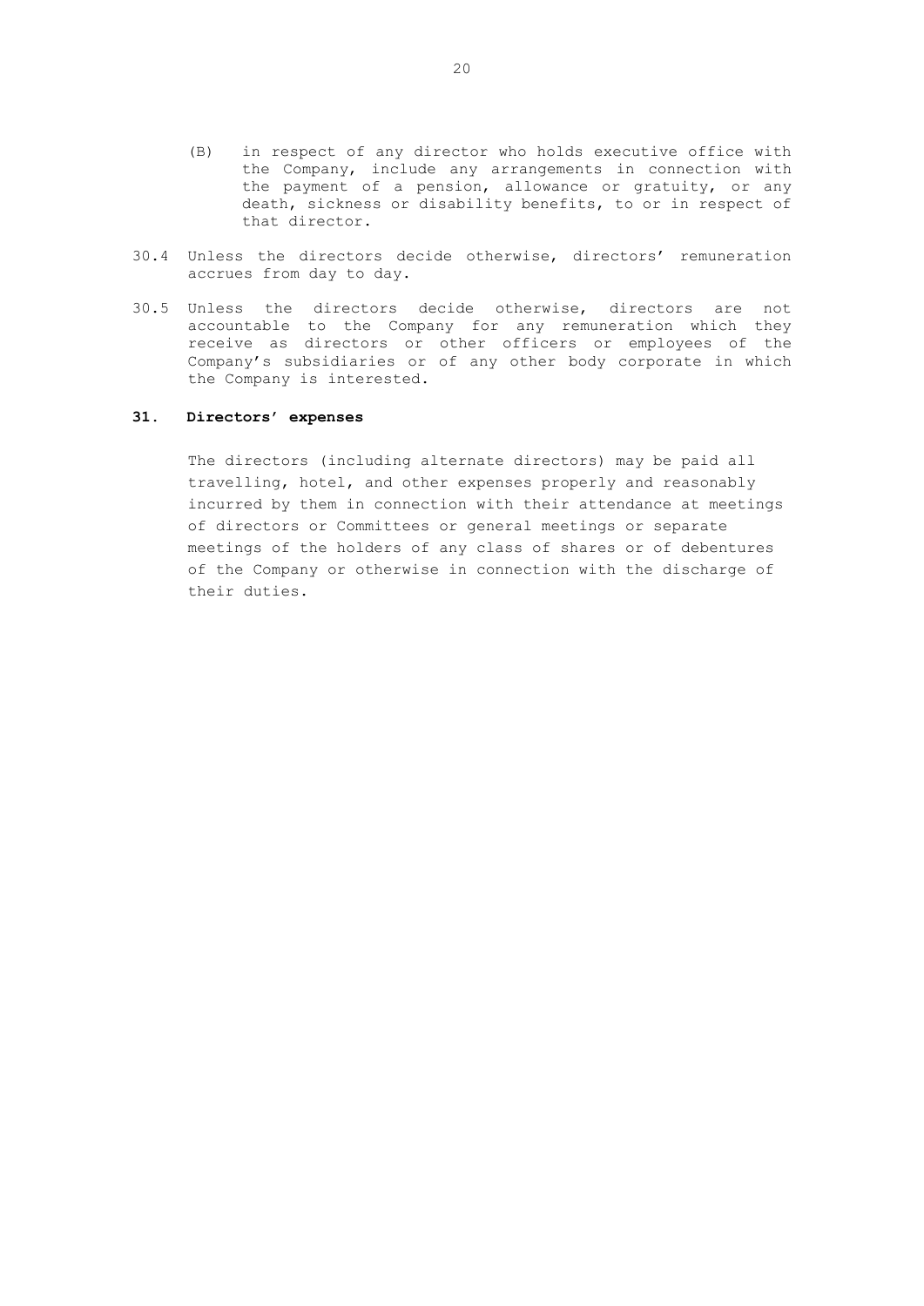(B) in respect of any director who holds executive office with the Company, include any arrangements in connection with the payment of a pension, allowance or gratuity, or any death, sickness or disability benefits, to or in respect of that director.

30.4 Unless the directors decide otherwise, directors' remuneration accrues from day to day.

30.5 Unless the directors decide otherwise, directors are not accountable to the Company for any remuneration which they receive as directors or other officers or employees of the Company's subsidiaries or of any other body corporate in which the Company is interested.

**31. Directors' expenses**

The directors (including alternate directors) may be paid all travelling, hotel, and other expenses properly and reasonably incurred by them in connection with their attendance at meetings of directors or Committees or general meetings or separate meetings of the holders of any class of shares or of debentures of the Company or otherwise in connection with the discharge of their duties.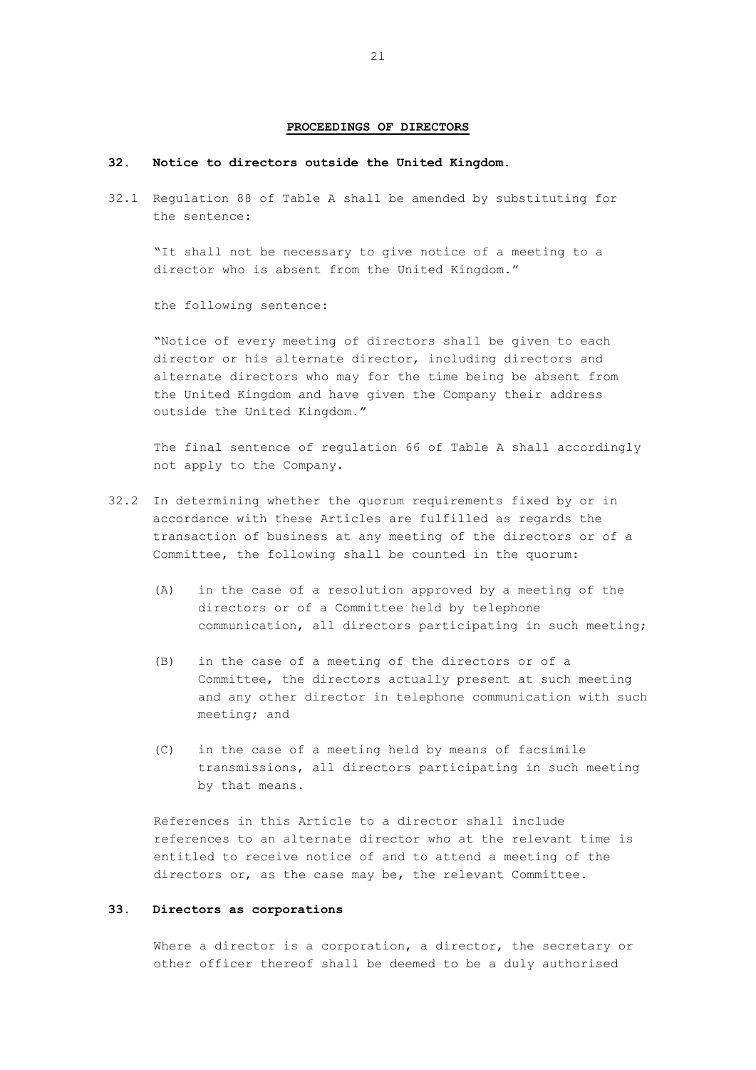## PROCEEDINGS OF DIRECTORS

### 32. Notice to directors outside the United Kingdom.

32.1 Regulation 88 of Table A shall be amended by substituting for the sentence:

"It shall not be necessary to give notice of a meeting to a director who is absent from the United Kingdom."

the following sentence:

"Notice of every meeting of directors shall be given to each director or his alternate director, including directors and alternate directors who may for the time being be absent from the United Kingdom and have given the Company their address outside the United Kingdom."

The final sentence of regulation 66 of Table A shall accordingly not apply to the Company.

32.2 In determining whether the quorum requirements fixed by or in accordance with these Articles are fulfilled as regards the transaction of business at any meeting of the directors or of a Committee, the following shall be counted in the quorum:

(A) in the case of a resolution approved by a meeting of the directors or of a Committee held by telephone communication, all directors participating in such meeting;

(B) in the case of a meeting of the directors or of a Committee, the directors actually present at such meeting and any other director in telephone communication with such meeting; and

(C) in the case of a meeting held by means of facsimile transmissions, all directors participating in such meeting by that means.

References in this Article to a director shall include references to an alternate director who at the relevant time is entitled to receive notice of and to attend a meeting of the directors or, as the case may be, the relevant Committee.

### 33. Directors as corporations

Where a director is a corporation, a director, the secretary or other officer thereof shall be deemed to be a duly authorised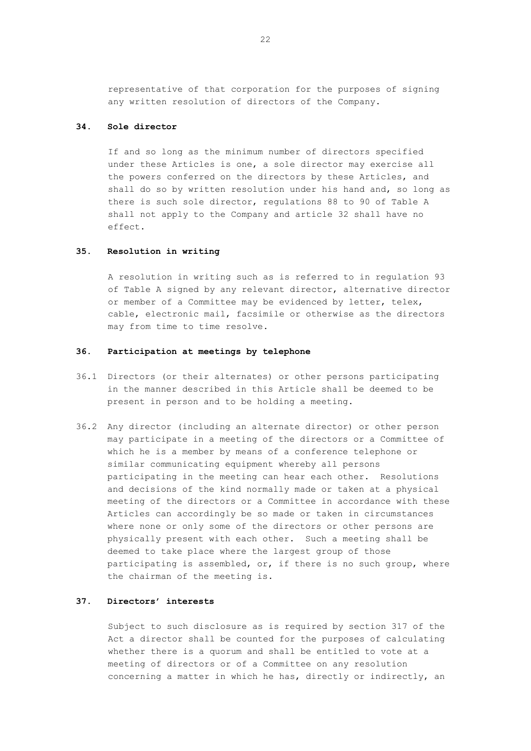representative of that corporation for the purposes of signing any written resolution of directors of the Company.

### 34. Sole director

If and so long as the minimum number of directors specified under these Articles is one, a sole director may exercise all the powers conferred on the directors by these Articles, and shall do so by written resolution under his hand and, so long as there is such sole director, regulations 88 to 90 of Table A shall not apply to the Company and article 32 shall have no effect.

### 35. Resolution in writing

A resolution in writing such as is referred to in regulation 93 of Table A signed by any relevant director, alternative director or member of a Committee may be evidenced by letter, telex, cable, electronic mail, facsimile or otherwise as the directors may from time to time resolve.

### 36. Participation at meetings by telephone

36.1 Directors (or their alternates) or other persons participating in the manner described in this Article shall be deemed to be present in person and to be holding a meeting.

36.2 Any director (including an alternate director) or other person may participate in a meeting of the directors or a Committee of which he is a member by means of a conference telephone or similar communicating equipment whereby all persons participating in the meeting can hear each other. Resolutions and decisions of the kind normally made or taken at a physical meeting of the directors or a Committee in accordance with these Articles can accordingly be so made or taken in circumstances where none or only some of the directors or other persons are physically present with each other. Such a meeting shall be deemed to take place where the largest group of those participating is assembled, or, if there is no such group, where the chairman of the meeting is.

### 37. Directors' interests

Subject to such disclosure as is required by section 317 of the Act a director shall be counted for the purposes of calculating whether there is a quorum and shall be entitled to vote at a meeting of directors or of a Committee on any resolution concerning a matter in which he has, directly or indirectly, an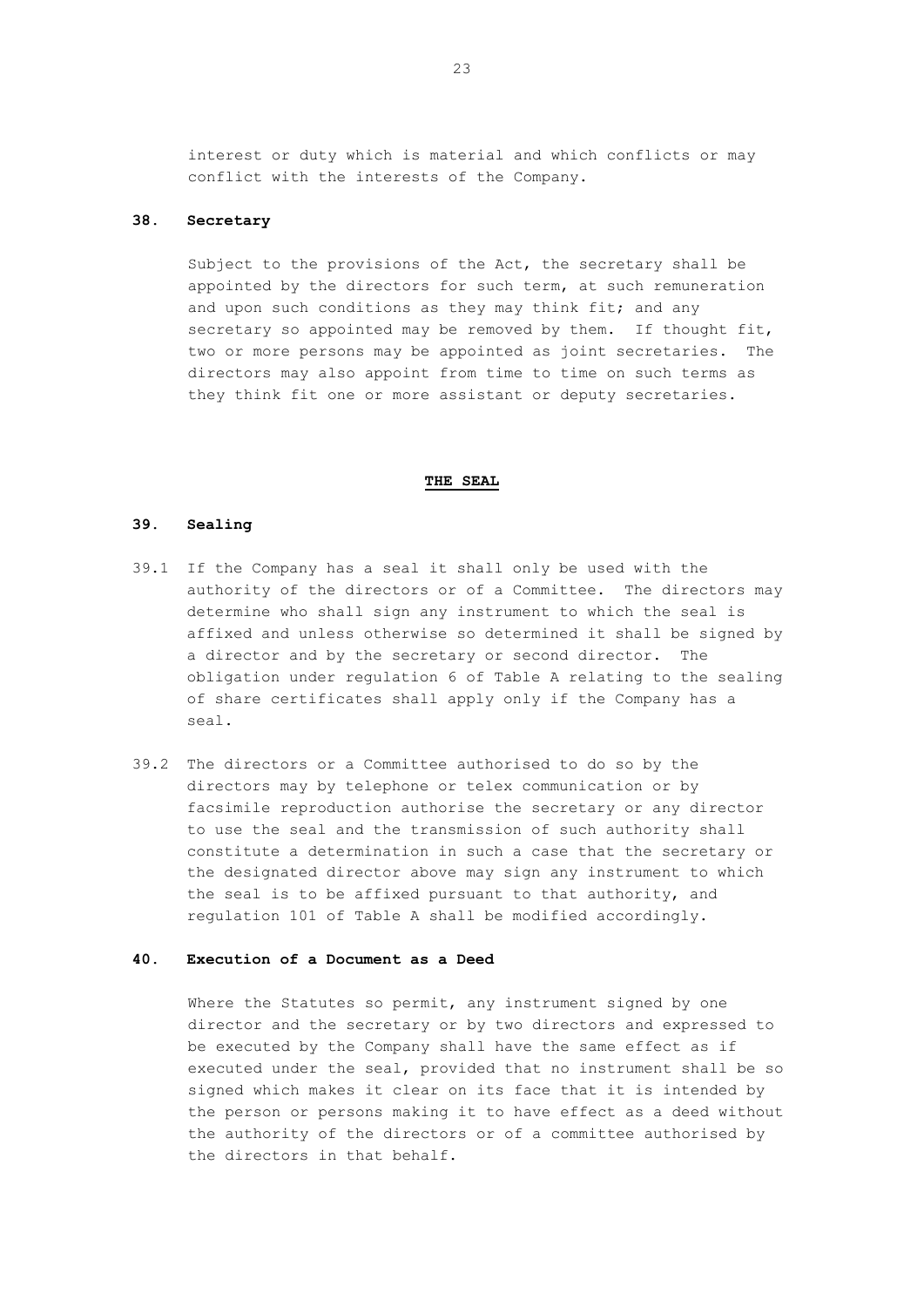interest or duty which is material and which conflicts or may conflict with the interests of the Company.

**38. Secretary**

Subject to the provisions of the Act, the secretary shall be appointed by the directors for such term, at such remuneration and upon such conditions as they may think fit; and any secretary so appointed may be removed by them. If thought fit, two or more persons may be appointed as joint secretaries. The directors may also appoint from time to time on such terms as they think fit one or more assistant or deputy secretaries.

## THE SEAL

**39. Sealing**

39.1 If the Company has a seal it shall only be used with the authority of the directors or of a Committee. The directors may determine who shall sign any instrument to which the seal is affixed and unless otherwise so determined it shall be signed by a director and by the secretary or second director. The obligation under regulation 6 of Table A relating to the sealing of share certificates shall apply only if the Company has a seal.

39.2 The directors or a Committee authorised to do so by the directors may by telephone or telex communication or by facsimile reproduction authorise the secretary or any director to use the seal and the transmission of such authority shall constitute a determination in such a case that the secretary or the designated director above may sign any instrument to which the seal is to be affixed pursuant to that authority, and regulation 101 of Table A shall be modified accordingly.

**40. Execution of a Document as a Deed**

Where the Statutes so permit, any instrument signed by one director and the secretary or by two directors and expressed to be executed by the Company shall have the same effect as if executed under the seal, provided that no instrument shall be so signed which makes it clear on its face that it is intended by the person or persons making it to have effect as a deed without the authority of the directors or of a committee authorised by the directors in that behalf.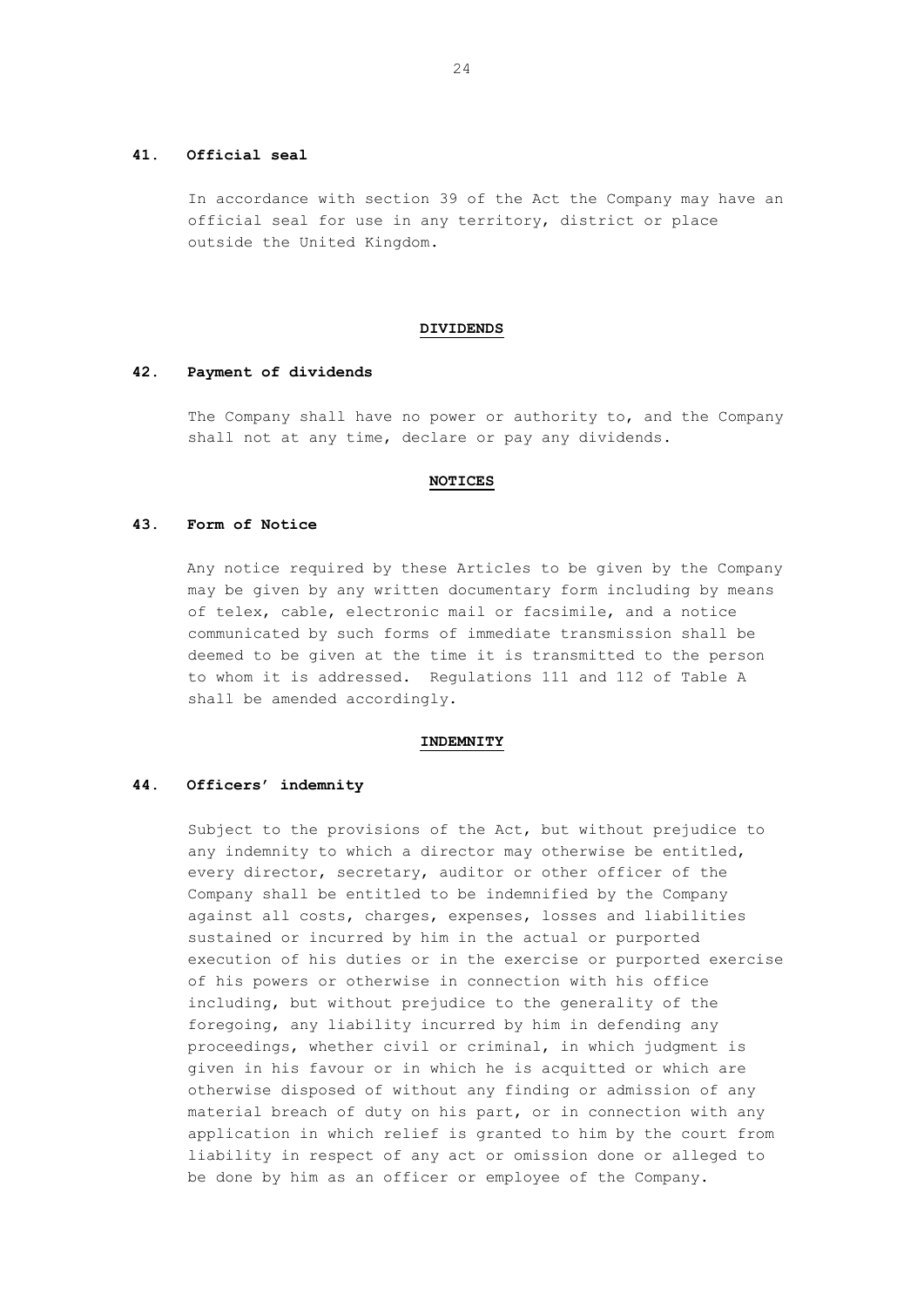**41. Official seal**

In accordance with section 39 of the Act the Company may have an official seal for use in any territory, district or place outside the United Kingdom.

## DIVIDENDS

**42. Payment of dividends**

The Company shall have no power or authority to, and the Company shall not at any time, declare or pay any dividends.

## NOTICES

**43. Form of Notice**

Any notice required by these Articles to be given by the Company may be given by any written documentary form including by means of telex, cable, electronic mail or facsimile, and a notice communicated by such forms of immediate transmission shall be deemed to be given at the time it is transmitted to the person to whom it is addressed. Regulations 111 and 112 of Table A shall be amended accordingly.

## INDEMNITY

**44. Officers' indemnity**

Subject to the provisions of the Act, but without prejudice to any indemnity to which a director may otherwise be entitled, every director, secretary, auditor or other officer of the Company shall be entitled to be indemnified by the Company against all costs, charges, expenses, losses and liabilities sustained or incurred by him in the actual or purported execution of his duties or in the exercise or purported exercise of his powers or otherwise in connection with his office including, but without prejudice to the generality of the foregoing, any liability incurred by him in defending any proceedings, whether civil or criminal, in which judgment is given in his favour or in which he is acquitted or which are otherwise disposed of without any finding or admission of any material breach of duty on his part, or in connection with any application in which relief is granted to him by the court from liability in respect of any act or omission done or alleged to be done by him as an officer or employee of the Company.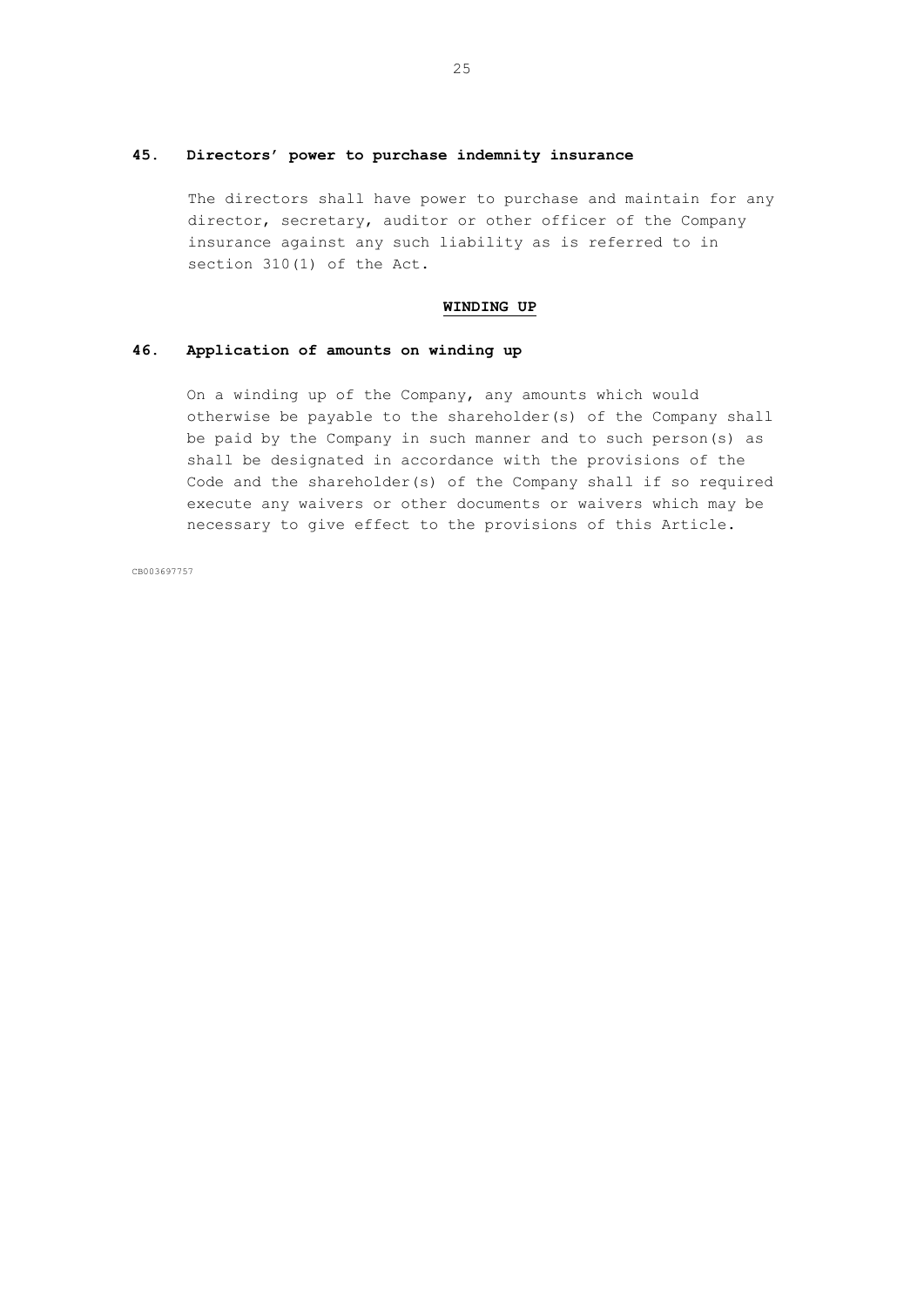**45. Directors' power to purchase indemnity insurance**

The directors shall have power to purchase and maintain for any director, secretary, auditor or other officer of the Company insurance against any such liability as is referred to in section 310(1) of the Act.

## WINDING UP

**46. Application of amounts on winding up**

On a winding up of the Company, any amounts which would otherwise be payable to the shareholder(s) of the Company shall be paid by the Company in such manner and to such person(s) as shall be designated in accordance with the provisions of the Code and the shareholder(s) of the Company shall if so required execute any waivers or other documents or waivers which may be necessary to give effect to the provisions of this Article.

CB003697757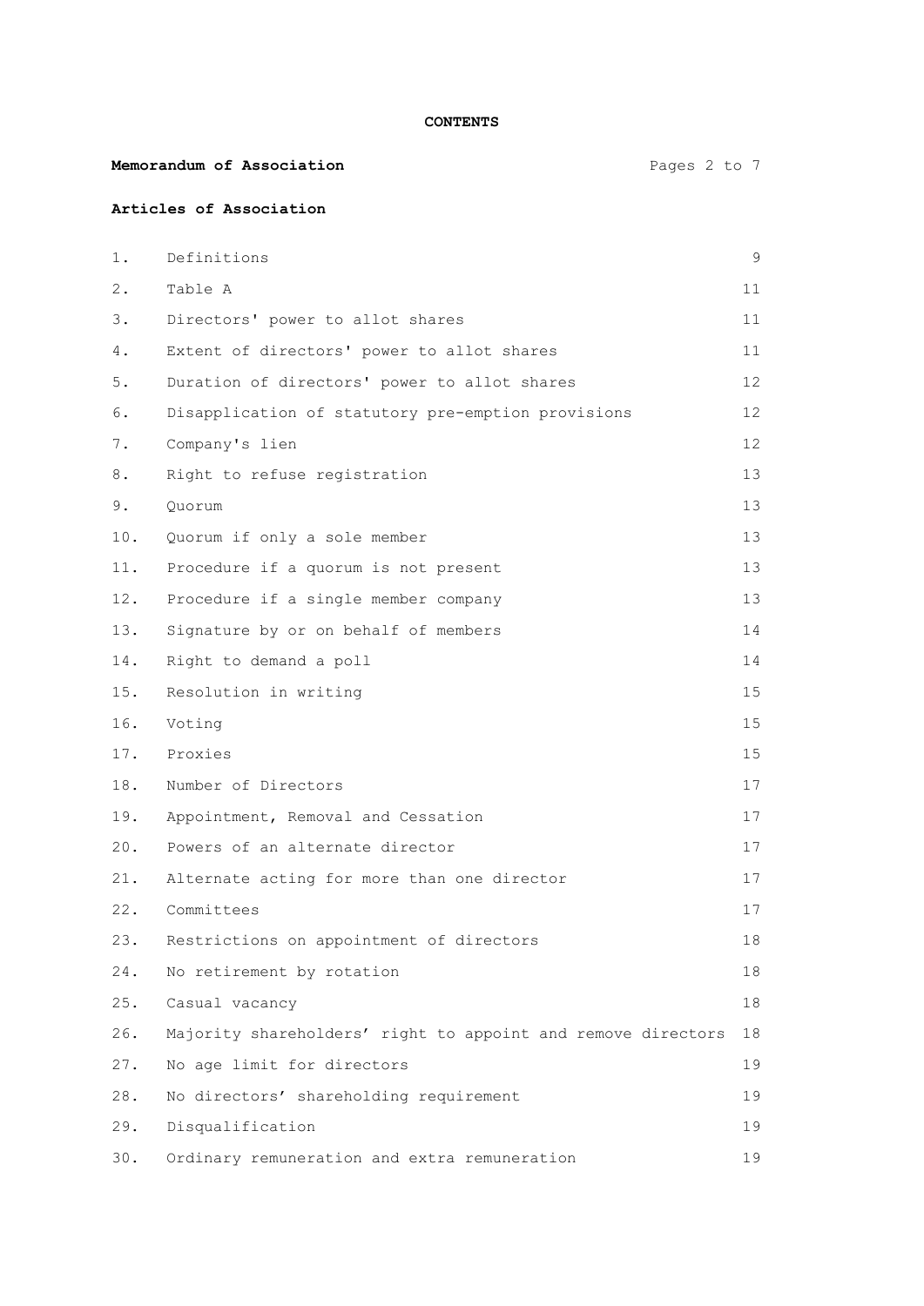**CONTENTS**

| | | |
|---|---|---|
| **Memorandum of Association** | | Pages 2 to 7 |
| **Articles of Association** | | |
| 1. | Definitions | 9 |
| 2. | Table A | 11 |
| 3. | Directors' power to allot shares | 11 |
| 4. | Extent of directors' power to allot shares | 11 |
| 5. | Duration of directors' power to allot shares | 12 |
| 6. | Disapplication of statutory pre-emption provisions | 12 |
| 7. | Company's lien | 12 |
| 8. | Right to refuse registration | 13 |
| 9. | Quorum | 13 |
| 10. | Quorum if only a sole member | 13 |
| 11. | Procedure if a quorum is not present | 13 |
| 12. | Procedure if a single member company | 13 |
| 13. | Signature by or on behalf of members | 14 |
| 14. | Right to demand a poll | 14 |
| 15. | Resolution in writing | 15 |
| 16. | Voting | 15 |
| 17. | Proxies | 15 |
| 18. | Number of Directors | 17 |
| 19. | Appointment, Removal and Cessation | 17 |
| 20. | Powers of an alternate director | 17 |
| 21. | Alternate acting for more than one director | 17 |
| 22. | Committees | 17 |
| 23. | Restrictions on appointment of directors | 18 |
| 24. | No retirement by rotation | 18 |
| 25. | Casual vacancy | 18 |
| 26. | Majority shareholders' right to appoint and remove directors | 18 |
| 27. | No age limit for directors | 19 |
| 28. | No directors' shareholding requirement | 19 |
| 29. | Disqualification | 19 |
| 30. | Ordinary remuneration and extra remuneration | 19 |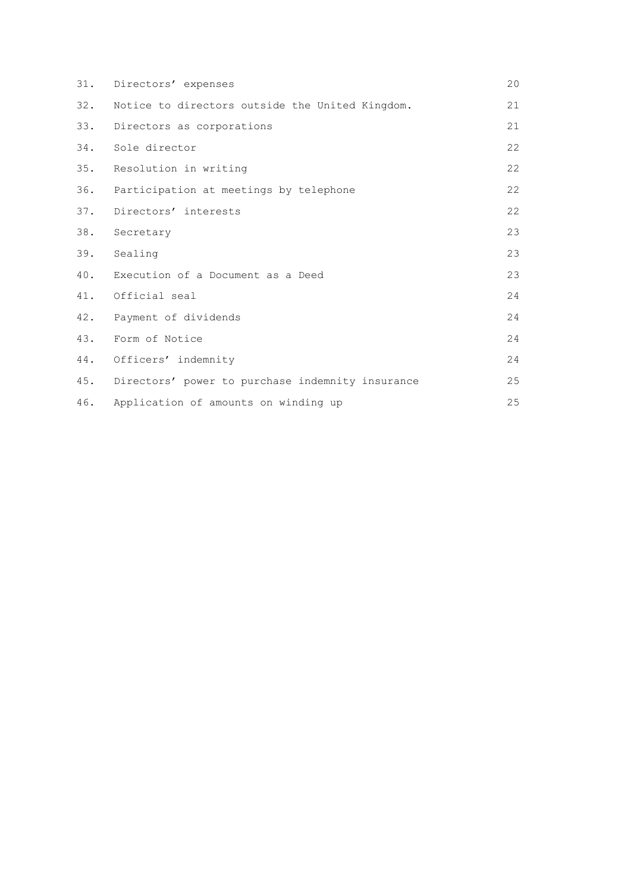| | | |
|---|---|---|
| 31. | Directors’ expenses | 20 |
| 32. | Notice to directors outside the United Kingdom. | 21 |
| 33. | Directors as corporations | 21 |
| 34. | Sole director | 22 |
| 35. | Resolution in writing | 22 |
| 36. | Participation at meetings by telephone | 22 |
| 37. | Directors’ interests | 22 |
| 38. | Secretary | 23 |
| 39. | Sealing | 23 |
| 40. | Execution of a Document as a Deed | 23 |
| 41. | Official seal | 24 |
| 42. | Payment of dividends | 24 |
| 43. | Form of Notice | 24 |
| 44. | Officers’ indemnity | 24 |
| 45. | Directors’ power to purchase indemnity insurance | 25 |
| 46. | Application of amounts on winding up | 25 |